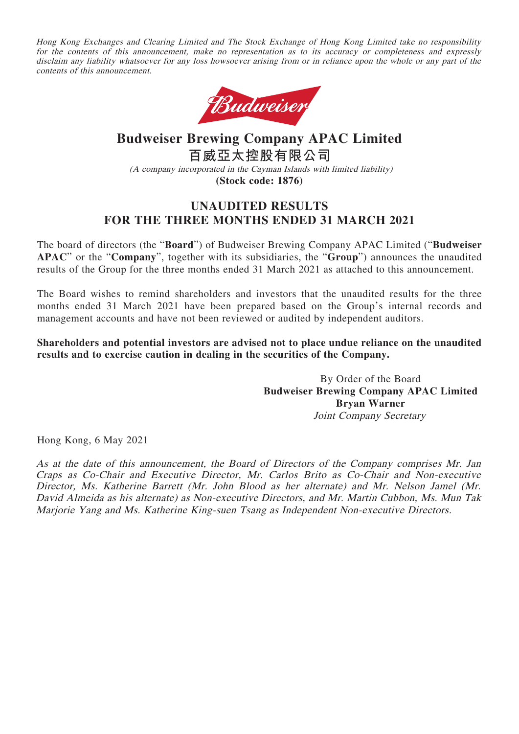*Hong Kong Exchanges and Clearing Limited and The Stock Exchange of Hong Kong Limited take no responsibility for the contents of this announcement, make no representation as to its accuracy or completeness and expressly disclaim any liability whatsoever for any loss howsoever arising from or in reliance upon the whole or any part of the contents of this announcement.*

# Budweiser Brewing Company APAC Limited
# 百威亞太控股有限公司

*(A company incorporated in the Cayman Islands with limited liability)*

**(Stock code: 1876)**

## UNAUDITED RESULTS FOR THE THREE MONTHS ENDED 31 MARCH 2021

The board of directors (the "**Board**") of Budweiser Brewing Company APAC Limited ("**Budweiser APAC**" or the "**Company**", together with its subsidiaries, the "**Group**") announces the unaudited results of the Group for the three months ended 31 March 2021 as attached to this announcement.

The Board wishes to remind shareholders and investors that the unaudited results for the three months ended 31 March 2021 have been prepared based on the Group's internal records and management accounts and have not been reviewed or audited by independent auditors.

**Shareholders and potential investors are advised not to place undue reliance on the unaudited results and to exercise caution in dealing in the securities of the Company.**

By Order of the Board
**Budweiser Brewing Company APAC Limited**
**Bryan Warner**
*Joint Company Secretary*

Hong Kong, 6 May 2021

*As at the date of this announcement, the Board of Directors of the Company comprises Mr. Jan Craps as Co-Chair and Executive Director, Mr. Carlos Brito as Co-Chair and Non-executive Director, Ms. Katherine Barrett (Mr. John Blood as her alternate) and Mr. Nelson Jamel (Mr. David Almeida as his alternate) as Non-executive Directors, and Mr. Martin Cubbon, Ms. Mun Tak Marjorie Yang and Ms. Katherine King-suen Tsang as Independent Non-executive Directors.*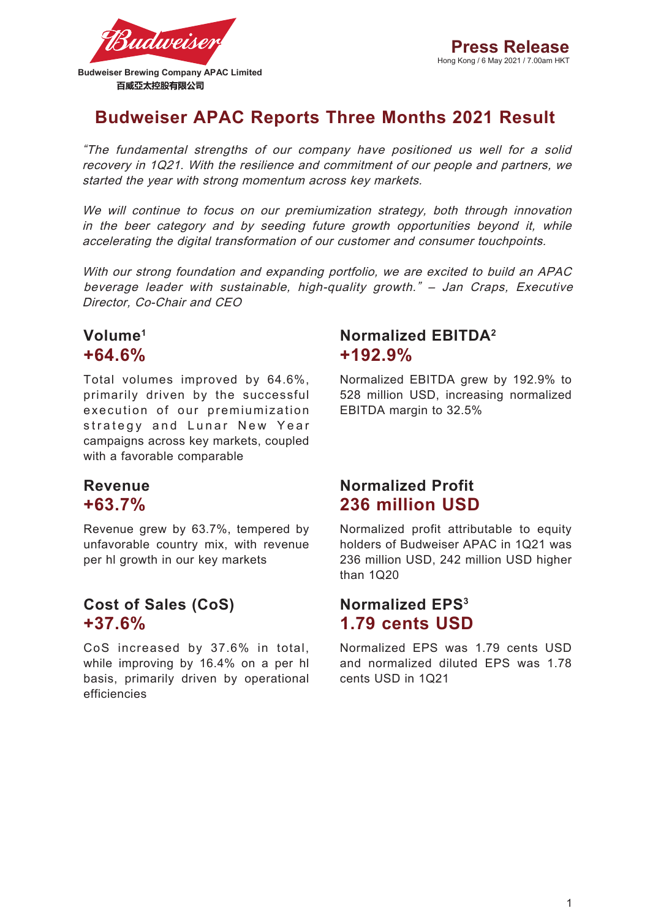Budweiser Brewing Company APAC Limited

百威亞太控股有限公司

**Press Release**

Hong Kong / 6 May 2021 / 7.00am HKT

# Budweiser APAC Reports Three Months 2021 Result

*"The fundamental strengths of our company have positioned us well for a solid recovery in 1Q21. With the resilience and commitment of our people and partners, we started the year with strong momentum across key markets.*

*We will continue to focus on our premiumization strategy, both through innovation in the beer category and by seeding future growth opportunities beyond it, while accelerating the digital transformation of our customer and consumer touchpoints.*

*With our strong foundation and expanding portfolio, we are excited to build an APAC beverage leader with sustainable, high-quality growth." – Jan Craps, Executive Director, Co-Chair and CEO*

## Volume[1]
## +64.6%

Total volumes improved by 64.6%, primarily driven by the successful execution of our premiumization strategy and Lunar New Year campaigns across key markets, coupled with a favorable comparable

## Revenue
## +63.7%

Revenue grew by 63.7%, tempered by unfavorable country mix, with revenue per hl growth in our key markets

## Cost of Sales (CoS)
## +37.6%

CoS increased by 37.6% in total, while improving by 16.4% on a per hl basis, primarily driven by operational efficiencies

## Normalized EBITDA[2]
## +192.9%

Normalized EBITDA grew by 192.9% to 528 million USD, increasing normalized EBITDA margin to 32.5%

## Normalized Profit
## 236 million USD

Normalized profit attributable to equity holders of Budweiser APAC in 1Q21 was 236 million USD, 242 million USD higher than 1Q20

## Normalized EPS[3]
## 1.79 cents USD

Normalized EPS was 1.79 cents USD and normalized diluted EPS was 1.78 cents USD in 1Q21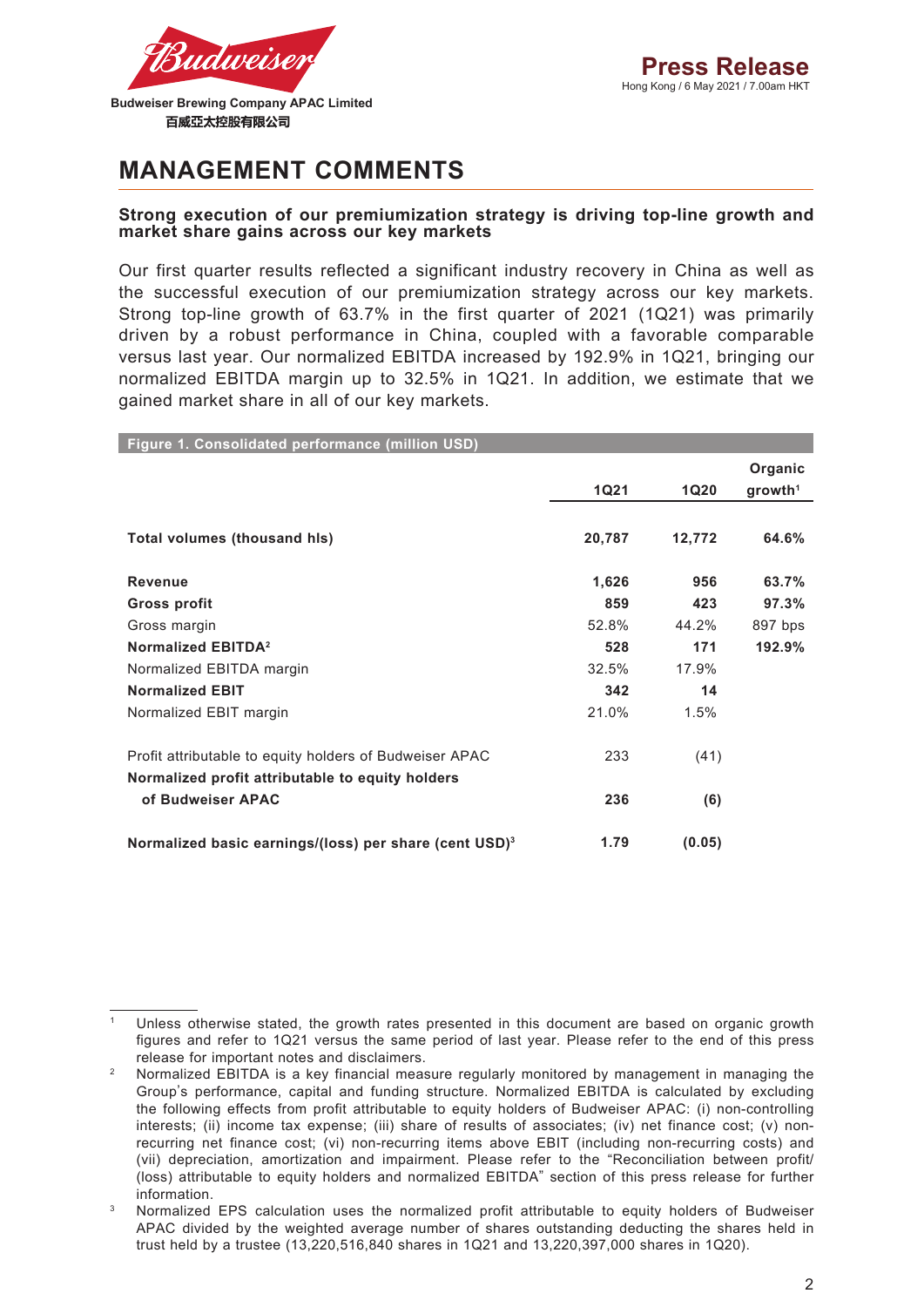# MANAGEMENT COMMENTS

**Strong execution of our premiumization strategy is driving top-line growth and market share gains across our key markets**

Our first quarter results reflected a significant industry recovery in China as well as the successful execution of our premiumization strategy across our key markets. Strong top-line growth of 63.7% in the first quarter of 2021 (1Q21) was primarily driven by a robust performance in China, coupled with a favorable comparable versus last year. Our normalized EBITDA increased by 192.9% in 1Q21, bringing our normalized EBITDA margin up to 32.5% in 1Q21. In addition, we estimate that we gained market share in all of our key markets.

**Figure 1. Consolidated performance (million USD)**

| | 1Q21 | 1Q20 | Organic growth[1] |
|---|---|---|---|
| **Total volumes (thousand hls)** | **20,787** | **12,772** | **64.6%** |
| **Revenue** | **1,626** | **956** | **63.7%** |
| **Gross profit** | **859** | **423** | **97.3%** |
| Gross margin | 52.8% | 44.2% | 897 bps |
| **Normalized EBITDA[2]** | **528** | **171** | **192.9%** |
| Normalized EBITDA margin | 32.5% | 17.9% | |
| **Normalized EBIT** | **342** | **14** | |
| Normalized EBIT margin | 21.0% | 1.5% | |
| Profit attributable to equity holders of Budweiser APAC | 233 | (41) | |
| **Normalized profit attributable to equity holders of Budweiser APAC** | **236** | **(6)** | |
| **Normalized basic earnings/(loss) per share (cent USD)[3]** | **1.79** | **(0.05)** | |

[1] Unless otherwise stated, the growth rates presented in this document are based on organic growth figures and refer to 1Q21 versus the same period of last year. Please refer to the end of this press release for important notes and disclaimers.

[2] Normalized EBITDA is a key financial measure regularly monitored by management in managing the Group's performance, capital and funding structure. Normalized EBITDA is calculated by excluding the following effects from profit attributable to equity holders of Budweiser APAC: (i) non-controlling interests; (ii) income tax expense; (iii) share of results of associates; (iv) net finance cost; (v) non-recurring net finance cost; (vi) non-recurring items above EBIT (including non-recurring costs) and (vii) depreciation, amortization and impairment. Please refer to the "Reconciliation between profit/(loss) attributable to equity holders and normalized EBITDA" section of this press release for further information.

[3] Normalized EPS calculation uses the normalized profit attributable to equity holders of Budweiser APAC divided by the weighted average number of shares outstanding deducting the shares held in trust held by a trustee (13,220,516,840 shares in 1Q21 and 13,220,397,000 shares in 1Q20).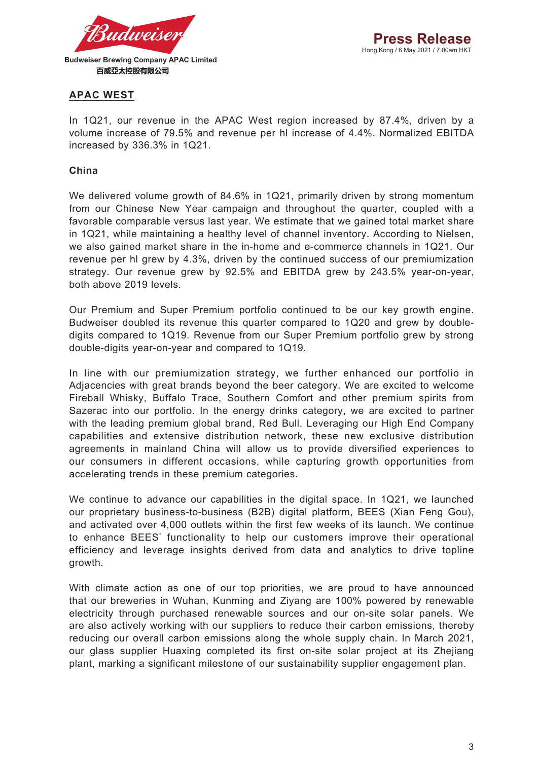## APAC WEST

In 1Q21, our revenue in the APAC West region increased by 87.4%, driven by a volume increase of 79.5% and revenue per hl increase of 4.4%. Normalized EBITDA increased by 336.3% in 1Q21.

### China

We delivered volume growth of 84.6% in 1Q21, primarily driven by strong momentum from our Chinese New Year campaign and throughout the quarter, coupled with a favorable comparable versus last year. We estimate that we gained total market share in 1Q21, while maintaining a healthy level of channel inventory. According to Nielsen, we also gained market share in the in-home and e-commerce channels in 1Q21. Our revenue per hl grew by 4.3%, driven by the continued success of our premiumization strategy. Our revenue grew by 92.5% and EBITDA grew by 243.5% year-on-year, both above 2019 levels.

Our Premium and Super Premium portfolio continued to be our key growth engine. Budweiser doubled its revenue this quarter compared to 1Q20 and grew by double-digits compared to 1Q19. Revenue from our Super Premium portfolio grew by strong double-digits year-on-year and compared to 1Q19.

In line with our premiumization strategy, we further enhanced our portfolio in Adjacencies with great brands beyond the beer category. We are excited to welcome Fireball Whisky, Buffalo Trace, Southern Comfort and other premium spirits from Sazerac into our portfolio. In the energy drinks category, we are excited to partner with the leading premium global brand, Red Bull. Leveraging our High End Company capabilities and extensive distribution network, these new exclusive distribution agreements in mainland China will allow us to provide diversified experiences to our consumers in different occasions, while capturing growth opportunities from accelerating trends in these premium categories.

We continue to advance our capabilities in the digital space. In 1Q21, we launched our proprietary business-to-business (B2B) digital platform, BEES (Xian Feng Gou), and activated over 4,000 outlets within the first few weeks of its launch. We continue to enhance BEES' functionality to help our customers improve their operational efficiency and leverage insights derived from data and analytics to drive topline growth.

With climate action as one of our top priorities, we are proud to have announced that our breweries in Wuhan, Kunming and Ziyang are 100% powered by renewable electricity through purchased renewable sources and our on-site solar panels. We are also actively working with our suppliers to reduce their carbon emissions, thereby reducing our overall carbon emissions along the whole supply chain. In March 2021, our glass supplier Huaxing completed its first on-site solar project at its Zhejiang plant, marking a significant milestone of our sustainability supplier engagement plan.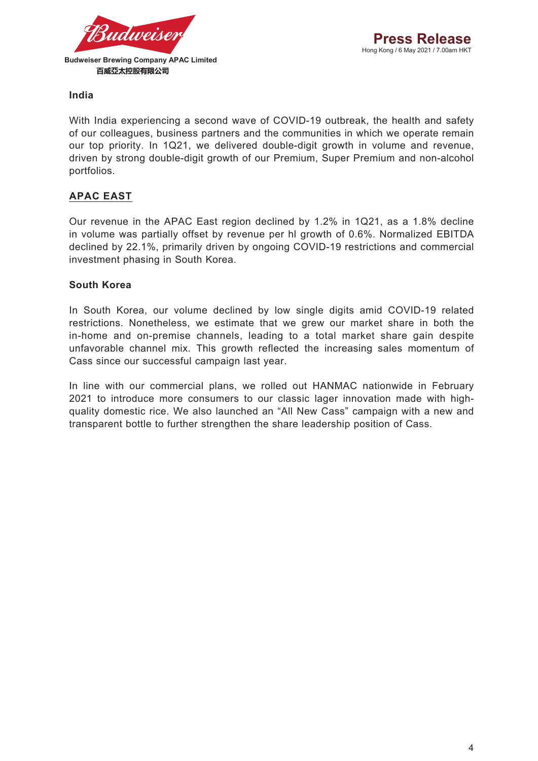### India

With India experiencing a second wave of COVID-19 outbreak, the health and safety of our colleagues, business partners and the communities in which we operate remain our top priority. In 1Q21, we delivered double-digit growth in volume and revenue, driven by strong double-digit growth of our Premium, Super Premium and non-alcohol portfolios.

## APAC EAST

Our revenue in the APAC East region declined by 1.2% in 1Q21, as a 1.8% decline in volume was partially offset by revenue per hl growth of 0.6%. Normalized EBITDA declined by 22.1%, primarily driven by ongoing COVID-19 restrictions and commercial investment phasing in South Korea.

### South Korea

In South Korea, our volume declined by low single digits amid COVID-19 related restrictions. Nonetheless, we estimate that we grew our market share in both the in-home and on-premise channels, leading to a total market share gain despite unfavorable channel mix. This growth reflected the increasing sales momentum of Cass since our successful campaign last year.

In line with our commercial plans, we rolled out HANMAC nationwide in February 2021 to introduce more consumers to our classic lager innovation made with high-quality domestic rice. We also launched an “All New Cass” campaign with a new and transparent bottle to further strengthen the share leadership position of Cass.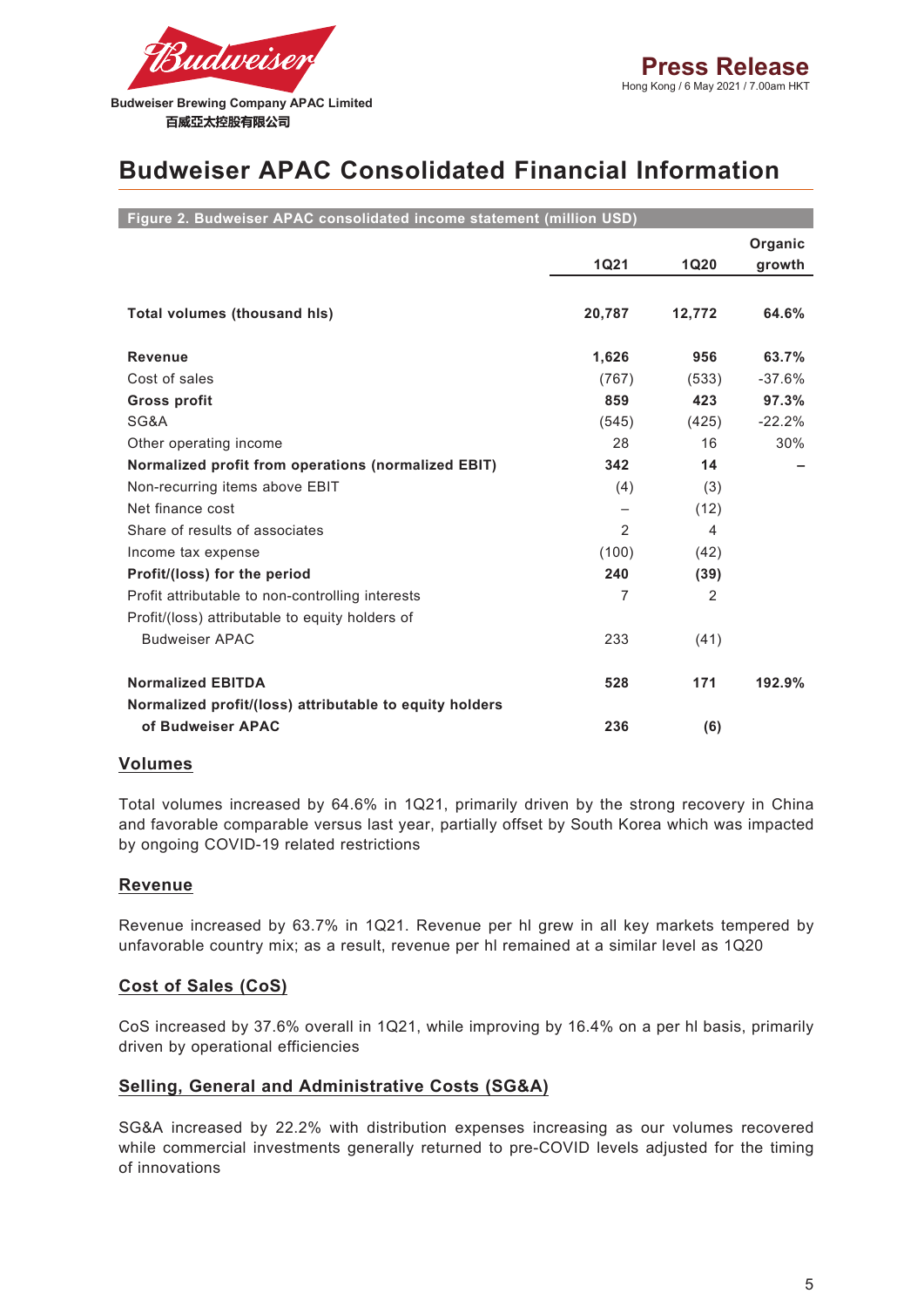Budweiser Brewing Company APAC Limited
百威亞太控股有限公司

**Press Release**
Hong Kong / 6 May 2021 / 7.00am HKT

# Budweiser APAC Consolidated Financial Information

**Figure 2. Budweiser APAC consolidated income statement (million USD)**

| | 1Q21 | 1Q20 | Organic growth |
|---|---|---|---|
| **Total volumes (thousand hls)** | **20,787** | **12,772** | **64.6%** |
| **Revenue** | **1,626** | **956** | **63.7%** |
| Cost of sales | (767) | (533) | -37.6% |
| **Gross profit** | **859** | **423** | **97.3%** |
| SG&A | (545) | (425) | -22.2% |
| Other operating income | 28 | 16 | 30% |
| **Normalized profit from operations (normalized EBIT)** | **342** | **14** | **–** |
| Non-recurring items above EBIT | (4) | (3) | |
| Net finance cost | – | (12) | |
| Share of results of associates | 2 | 4 | |
| Income tax expense | (100) | (42) | |
| **Profit/(loss) for the period** | **240** | **(39)** | |
| Profit attributable to non-controlling interests | 7 | 2 | |
| Profit/(loss) attributable to equity holders of Budweiser APAC | 233 | (41) | |
| **Normalized EBITDA** | **528** | **171** | **192.9%** |
| **Normalized profit/(loss) attributable to equity holders of Budweiser APAC** | **236** | **(6)** | |

## Volumes

Total volumes increased by 64.6% in 1Q21, primarily driven by the strong recovery in China and favorable comparable versus last year, partially offset by South Korea which was impacted by ongoing COVID-19 related restrictions

## Revenue

Revenue increased by 63.7% in 1Q21. Revenue per hl grew in all key markets tempered by unfavorable country mix; as a result, revenue per hl remained at a similar level as 1Q20

## Cost of Sales (CoS)

CoS increased by 37.6% overall in 1Q21, while improving by 16.4% on a per hl basis, primarily driven by operational efficiencies

## Selling, General and Administrative Costs (SG&A)

SG&A increased by 22.2% with distribution expenses increasing as our volumes recovered while commercial investments generally returned to pre-COVID levels adjusted for the timing of innovations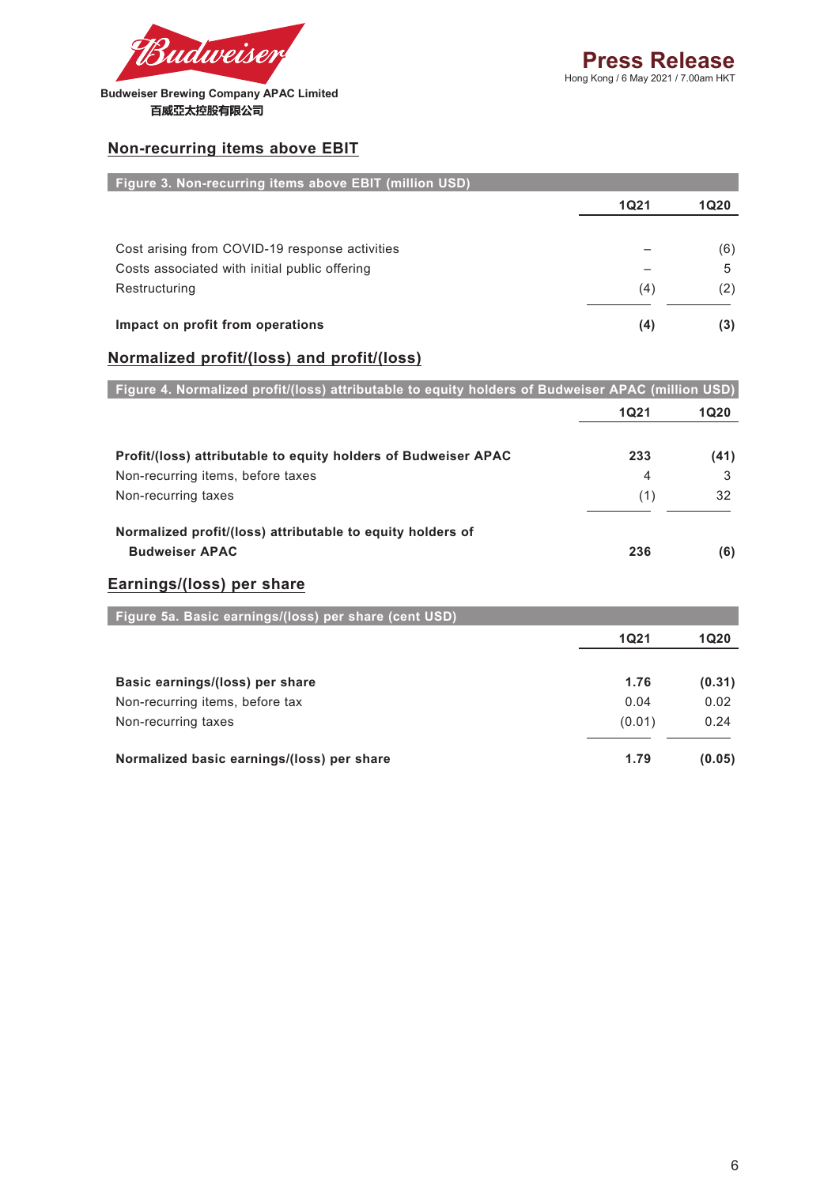## Non-recurring items above EBIT

| Figure 3. Non-recurring items above EBIT (million USD) | 1Q21 | 1Q20 |
|---|---|---|
| Cost arising from COVID-19 response activities | – | (6) |
| Costs associated with initial public offering | – | 5 |
| Restructuring | (4) | (2) |
| **Impact on profit from operations** | **(4)** | **(3)** |

## Normalized profit/(loss) and profit/(loss)

| Figure 4. Normalized profit/(loss) attributable to equity holders of Budweiser APAC (million USD) | 1Q21 | 1Q20 |
|---|---|---|
| **Profit/(loss) attributable to equity holders of Budweiser APAC** | **233** | **(41)** |
| Non-recurring items, before taxes | 4 | 3 |
| Non-recurring taxes | (1) | 32 |
| **Normalized profit/(loss) attributable to equity holders of Budweiser APAC** | **236** | **(6)** |

## Earnings/(loss) per share

| Figure 5a. Basic earnings/(loss) per share (cent USD) | 1Q21 | 1Q20 |
|---|---|---|
| **Basic earnings/(loss) per share** | **1.76** | **(0.31)** |
| Non-recurring items, before tax | 0.04 | 0.02 |
| Non-recurring taxes | (0.01) | 0.24 |
| **Normalized basic earnings/(loss) per share** | **1.79** | **(0.05)** |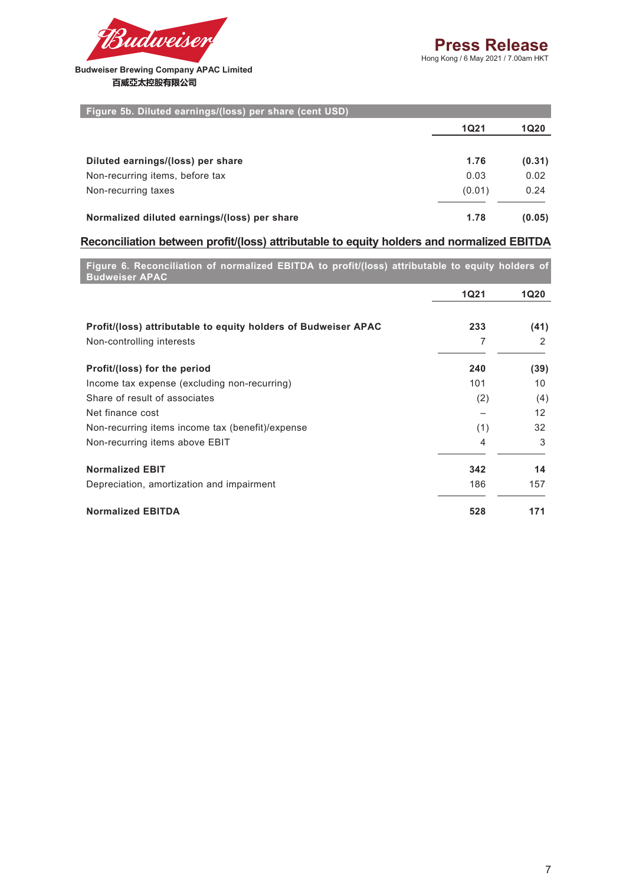Figure 5b. Diluted earnings/(loss) per share (cent USD)

| | 1Q21 | 1Q20 |
|---|---|---|
| **Diluted earnings/(loss) per share** | **1.76** | **(0.31)** |
| Non-recurring items, before tax | 0.03 | 0.02 |
| Non-recurring taxes | (0.01) | 0.24 |
| **Normalized diluted earnings/(loss) per share** | **1.78** | **(0.05)** |

## Reconciliation between profit/(loss) attributable to equity holders and normalized EBITDA

Figure 6. Reconciliation of normalized EBITDA to profit/(loss) attributable to equity holders of Budweiser APAC

| | 1Q21 | 1Q20 |
|---|---|---|
| **Profit/(loss) attributable to equity holders of Budweiser APAC** | **233** | **(41)** |
| Non-controlling interests | 7 | 2 |
| **Profit/(loss) for the period** | **240** | **(39)** |
| Income tax expense (excluding non-recurring) | 101 | 10 |
| Share of result of associates | (2) | (4) |
| Net finance cost | – | 12 |
| Non-recurring items income tax (benefit)/expense | (1) | 32 |
| Non-recurring items above EBIT | 4 | 3 |
| **Normalized EBIT** | **342** | **14** |
| Depreciation, amortization and impairment | 186 | 157 |
| **Normalized EBITDA** | **528** | **171** |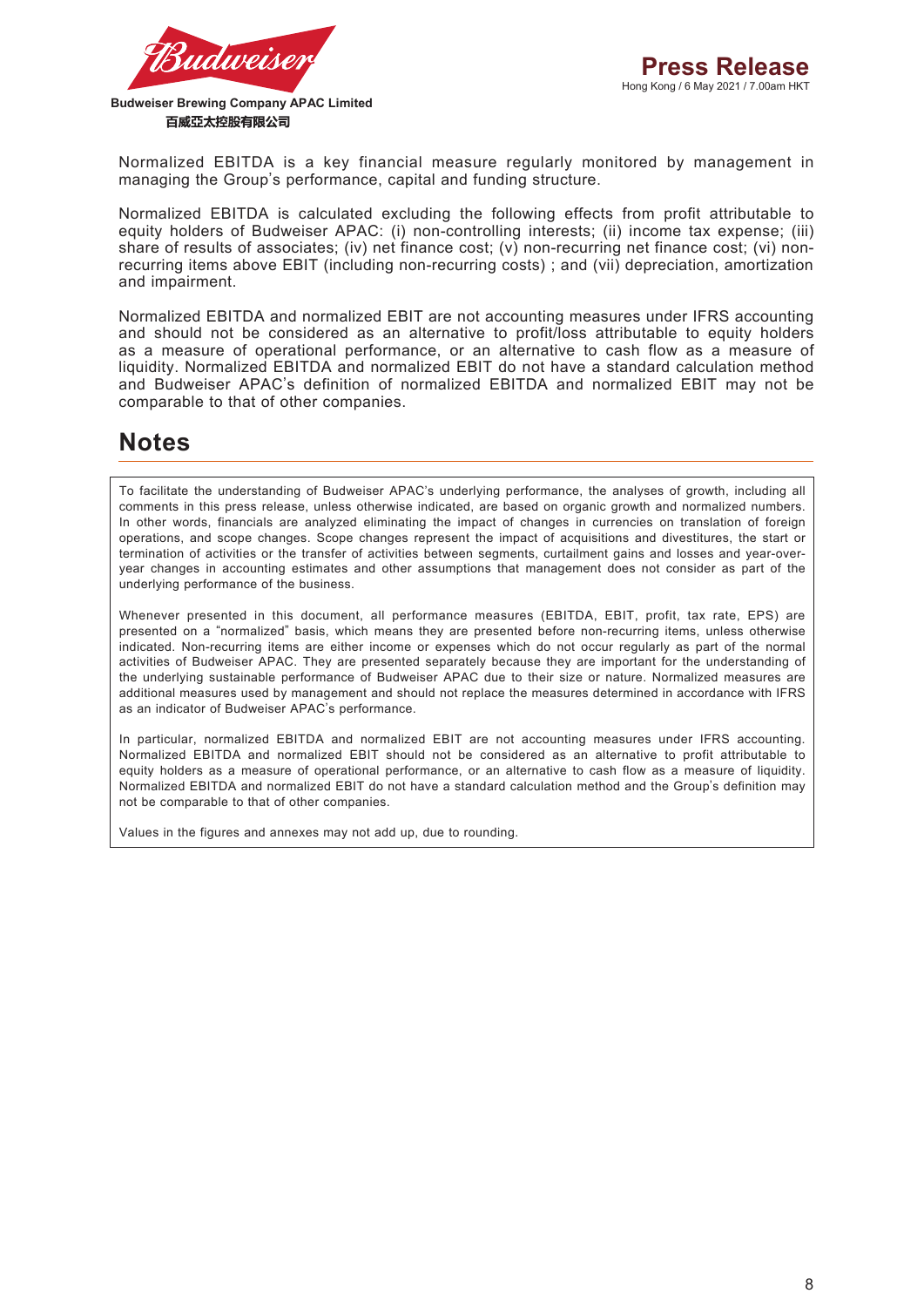Normalized EBITDA is a key financial measure regularly monitored by management in managing the Group's performance, capital and funding structure.

Normalized EBITDA is calculated excluding the following effects from profit attributable to equity holders of Budweiser APAC: (i) non-controlling interests; (ii) income tax expense; (iii) share of results of associates; (iv) net finance cost; (v) non-recurring net finance cost; (vi) non-recurring items above EBIT (including non-recurring costs) ; and (vii) depreciation, amortization and impairment.

Normalized EBITDA and normalized EBIT are not accounting measures under IFRS accounting and should not be considered as an alternative to profit/loss attributable to equity holders as a measure of operational performance, or an alternative to cash flow as a measure of liquidity. Normalized EBITDA and normalized EBIT do not have a standard calculation method and Budweiser APAC's definition of normalized EBITDA and normalized EBIT may not be comparable to that of other companies.

## Notes

To facilitate the understanding of Budweiser APAC's underlying performance, the analyses of growth, including all comments in this press release, unless otherwise indicated, are based on organic growth and normalized numbers. In other words, financials are analyzed eliminating the impact of changes in currencies on translation of foreign operations, and scope changes. Scope changes represent the impact of acquisitions and divestitures, the start or termination of activities or the transfer of activities between segments, curtailment gains and losses and year-over-year changes in accounting estimates and other assumptions that management does not consider as part of the underlying performance of the business.

Whenever presented in this document, all performance measures (EBITDA, EBIT, profit, tax rate, EPS) are presented on a "normalized" basis, which means they are presented before non-recurring items, unless otherwise indicated. Non-recurring items are either income or expenses which do not occur regularly as part of the normal activities of Budweiser APAC. They are presented separately because they are important for the understanding of the underlying sustainable performance of Budweiser APAC due to their size or nature. Normalized measures are additional measures used by management and should not replace the measures determined in accordance with IFRS as an indicator of Budweiser APAC's performance.

In particular, normalized EBITDA and normalized EBIT are not accounting measures under IFRS accounting. Normalized EBITDA and normalized EBIT should not be considered as an alternative to profit attributable to equity holders as a measure of operational performance, or an alternative to cash flow as a measure of liquidity. Normalized EBITDA and normalized EBIT do not have a standard calculation method and the Group's definition may not be comparable to that of other companies.

Values in the figures and annexes may not add up, due to rounding.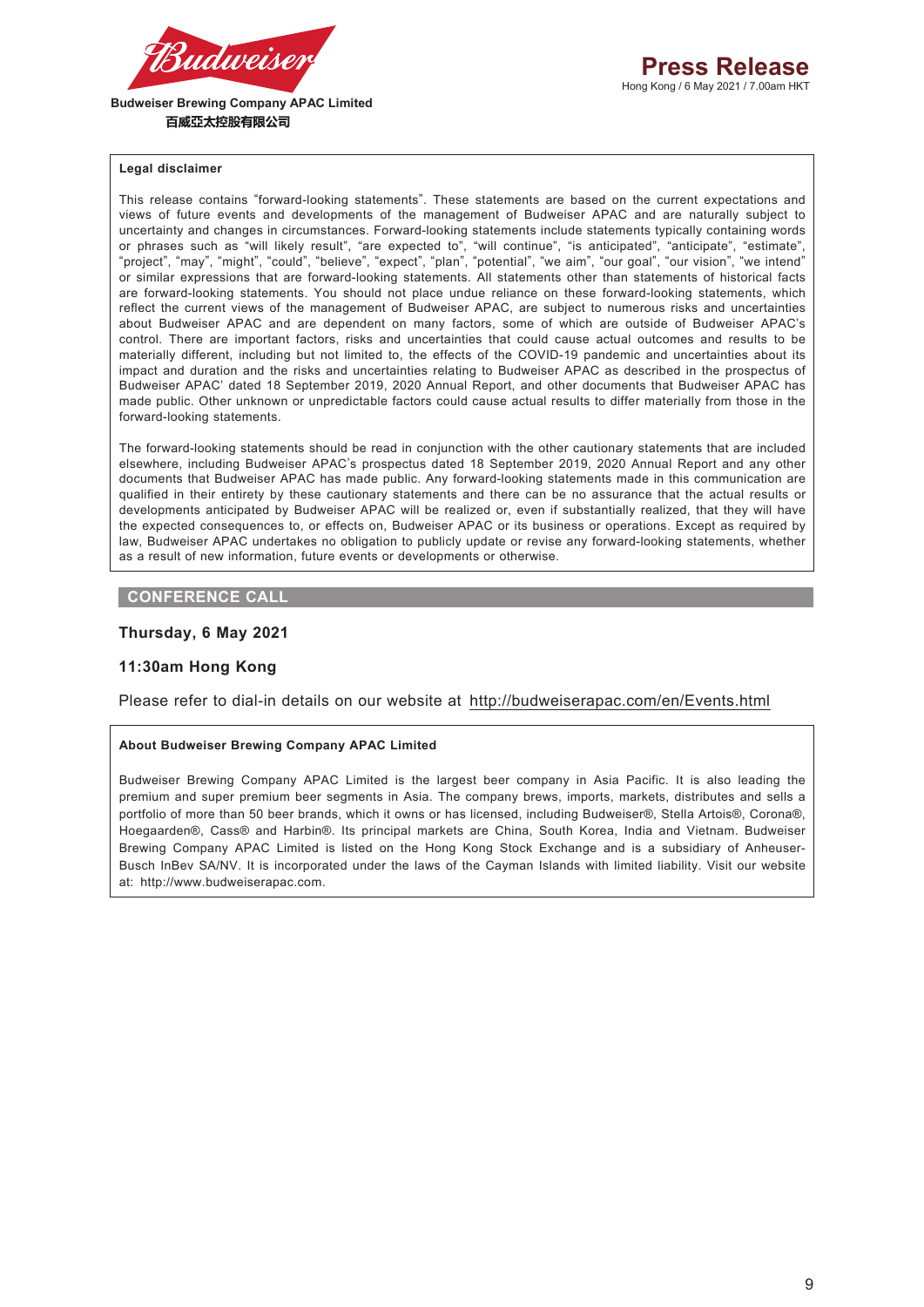Budweiser Brewing Company APAC Limited
百威亞太控股有限公司

**Press Release**
Hong Kong / 6 May 2021 / 7.00am HKT

**Legal disclaimer**

This release contains "forward-looking statements". These statements are based on the current expectations and views of future events and developments of the management of Budweiser APAC and are naturally subject to uncertainty and changes in circumstances. Forward-looking statements include statements typically containing words or phrases such as "will likely result", "are expected to", "will continue", "is anticipated", "anticipate", "estimate", "project", "may", "might", "could", "believe", "expect", "plan", "potential", "we aim", "our goal", "our vision", "we intend" or similar expressions that are forward-looking statements. All statements other than statements of historical facts are forward-looking statements. You should not place undue reliance on these forward-looking statements, which reflect the current views of the management of Budweiser APAC, are subject to numerous risks and uncertainties about Budweiser APAC and are dependent on many factors, some of which are outside of Budweiser APAC's control. There are important factors, risks and uncertainties that could cause actual outcomes and results to be materially different, including but not limited to, the effects of the COVID-19 pandemic and uncertainties about its impact and duration and the risks and uncertainties relating to Budweiser APAC as described in the prospectus of Budweiser APAC' dated 18 September 2019, 2020 Annual Report, and other documents that Budweiser APAC has made public. Other unknown or unpredictable factors could cause actual results to differ materially from those in the forward-looking statements.

The forward-looking statements should be read in conjunction with the other cautionary statements that are included elsewhere, including Budweiser APAC's prospectus dated 18 September 2019, 2020 Annual Report and any other documents that Budweiser APAC has made public. Any forward-looking statements made in this communication are qualified in their entirety by these cautionary statements and there can be no assurance that the actual results or developments anticipated by Budweiser APAC will be realized or, even if substantially realized, that they will have the expected consequences to, or effects on, Budweiser APAC or its business or operations. Except as required by law, Budweiser APAC undertakes no obligation to publicly update or revise any forward-looking statements, whether as a result of new information, future events or developments or otherwise.

## CONFERENCE CALL

**Thursday, 6 May 2021**

**11:30am Hong Kong**

Please refer to dial-in details on our website at http://budweiserapac.com/en/Events.html

**About Budweiser Brewing Company APAC Limited**

Budweiser Brewing Company APAC Limited is the largest beer company in Asia Pacific. It is also leading the premium and super premium beer segments in Asia. The company brews, imports, markets, distributes and sells a portfolio of more than 50 beer brands, which it owns or has licensed, including Budweiser®, Stella Artois®, Corona®, Hoegaarden®, Cass® and Harbin®. Its principal markets are China, South Korea, India and Vietnam. Budweiser Brewing Company APAC Limited is listed on the Hong Kong Stock Exchange and is a subsidiary of Anheuser-Busch InBev SA/NV. It is incorporated under the laws of the Cayman Islands with limited liability. Visit our website at: http://www.budweiserapac.com.